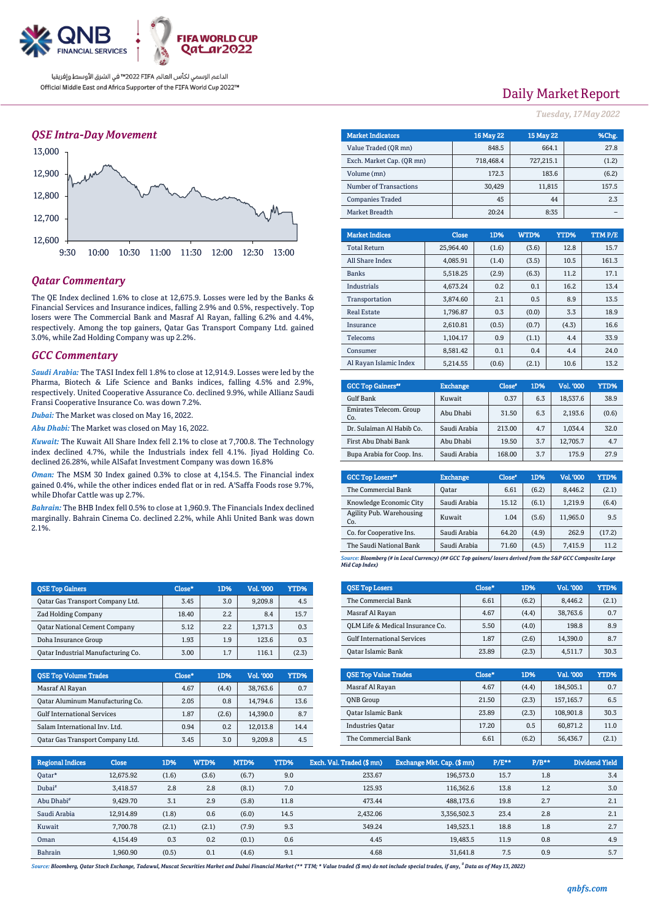QNB FINANCIAL SERVICES

FIFA WORLD CUP Qatar2022

الداعم الرسمي لكأس العالم FIFA 2022™ في الشرق الأوسط وإفريقيا
Official Middle East and Africa Supporter of the FIFA World Cup 2022™

# Daily Market Report

*Tuesday, 17 May 2022*

## QSE Intra-Day Movement

## Qatar Commentary

The QE Index declined 1.6% to close at 12,675.9. Losses were led by the Banks & Financial Services and Insurance indices, falling 2.9% and 0.5%, respectively. Top losers were The Commercial Bank and Masraf Al Rayan, falling 6.2% and 4.4%, respectively. Among the top gainers, Qatar Gas Transport Company Ltd. gained 3.0%, while Zad Holding Company was up 2.2%.

## GCC Commentary

*Saudi Arabia:* The TASI Index fell 1.8% to close at 12,914.9. Losses were led by the Pharma, Biotech & Life Science and Banks indices, falling 4.5% and 2.9%, respectively. United Cooperative Assurance Co. declined 9.9%, while Allianz Saudi Fransi Cooperative Insurance Co. was down 7.2%.

*Dubai:* The Market was closed on May 16, 2022.

*Abu Dhabi:* The Market was closed on May 16, 2022.

*Kuwait:* The Kuwait All Share Index fell 2.1% to close at 7,700.8. The Technology index declined 4.7%, while the Industrials index fell 4.1%. Jiyad Holding Co. declined 26.28%, while AlSafat Investment Company was down 16.8%

*Oman:* The MSM 30 Index gained 0.3% to close at 4,154.5. The Financial index gained 0.4%, while the other indices ended flat or in red. A'Saffa Foods rose 9.7%, while Dhofar Cattle was up 2.7%.

*Bahrain:* The BHB Index fell 0.5% to close at 1,960.9. The Financials Index declined marginally. Bahrain Cinema Co. declined 2.2%, while Ahli United Bank was down 2.1%.

| Market Indicators | 16 May 22 | 15 May 22 | %Chg. |
|---|---|---|---|
| Value Traded (QR mn) | 848.5 | 664.1 | 27.8 |
| Exch. Market Cap. (QR mn) | 718,468.4 | 727,215.1 | (1.2) |
| Volume (mn) | 172.3 | 183.6 | (6.2) |
| Number of Transactions | 30,429 | 11,815 | 157.5 |
| Companies Traded | 45 | 44 | 2.3 |
| Market Breadth | 20:24 | 8:35 | – |

| Market Indices | Close | 1D% | WTD% | YTD% | TTM P/E |
|---|---|---|---|---|---|
| Total Return | 25,964.40 | (1.6) | (3.6) | 12.8 | 15.7 |
| All Share Index | 4,085.91 | (1.4) | (3.5) | 10.5 | 161.3 |
| Banks | 5,518.25 | (2.9) | (6.3) | 11.2 | 17.1 |
| Industrials | 4,673.24 | 0.2 | 0.1 | 16.2 | 13.4 |
| Transportation | 3,874.60 | 2.1 | 0.5 | 8.9 | 13.5 |
| Real Estate | 1,796.87 | 0.3 | (0.0) | 3.3 | 18.9 |
| Insurance | 2,610.81 | (0.5) | (0.7) | (4.3) | 16.6 |
| Telecoms | 1,104.17 | 0.9 | (1.1) | 4.4 | 33.9 |
| Consumer | 8,581.42 | 0.1 | 0.4 | 4.4 | 24.0 |
| Al Rayan Islamic Index | 5,214.55 | (0.6) | (2.1) | 10.6 | 13.2 |

| GCC Top Gainers## | Exchange | Close# | 1D% | Vol. '000 | YTD% |
|---|---|---|---|---|---|
| Gulf Bank | Kuwait | 0.37 | 6.3 | 18,537.6 | 38.9 |
| Emirates Telecom. Group Co. | Abu Dhabi | 31.50 | 6.3 | 2,193.6 | (0.6) |
| Dr. Sulaiman Al Habib Co. | Saudi Arabia | 213.00 | 4.7 | 1,034.4 | 32.0 |
| First Abu Dhabi Bank | Abu Dhabi | 19.50 | 3.7 | 12,705.7 | 4.7 |
| Bupa Arabia for Coop. Ins. | Saudi Arabia | 168.00 | 3.7 | 175.9 | 27.9 |

| GCC Top Losers## | Exchange | Close# | 1D% | Vol. '000 | YTD% |
|---|---|---|---|---|---|
| The Commercial Bank | Qatar | 6.61 | (6.2) | 8,446.2 | (2.1) |
| Knowledge Economic City | Saudi Arabia | 15.12 | (6.1) | 1,219.9 | (6.4) |
| Agility Pub. Warehousing Co. | Kuwait | 1.04 | (5.6) | 11,965.0 | 9.5 |
| Co. for Cooperative Ins. | Saudi Arabia | 64.20 | (4.9) | 262.9 | (17.2) |
| The Saudi National Bank | Saudi Arabia | 71.60 | (4.5) | 7,415.9 | 11.2 |

*Source: Bloomberg (# in Local Currency) (## GCC Top gainers/ losers derived from the S&P GCC Composite Large Mid Cap Index)*

| QSE Top Gainers | Close* | 1D% | Vol. '000 | YTD% |
|---|---|---|---|---|
| Qatar Gas Transport Company Ltd. | 3.45 | 3.0 | 9,209.8 | 4.5 |
| Zad Holding Company | 18.40 | 2.2 | 8.4 | 15.7 |
| Qatar National Cement Company | 5.12 | 2.2 | 1,371.3 | 0.3 |
| Doha Insurance Group | 1.93 | 1.9 | 123.6 | 0.3 |
| Qatar Industrial Manufacturing Co. | 3.00 | 1.7 | 116.1 | (2.3) |

| QSE Top Losers | Close* | 1D% | Vol. '000 | YTD% |
|---|---|---|---|---|
| The Commercial Bank | 6.61 | (6.2) | 8,446.2 | (2.1) |
| Masraf Al Rayan | 4.67 | (4.4) | 38,763.6 | 0.7 |
| QLM Life & Medical Insurance Co. | 5.50 | (4.0) | 198.8 | 8.9 |
| Gulf International Services | 1.87 | (2.6) | 14,390.0 | 8.7 |
| Qatar Islamic Bank | 23.89 | (2.3) | 4,511.7 | 30.3 |

| QSE Top Volume Trades | Close* | 1D% | Vol. '000 | YTD% |
|---|---|---|---|---|
| Masraf Al Rayan | 4.67 | (4.4) | 38,763.6 | 0.7 |
| Qatar Aluminum Manufacturing Co. | 2.05 | 0.8 | 14,794.6 | 13.6 |
| Gulf International Services | 1.87 | (2.6) | 14,390.0 | 8.7 |
| Salam International Inv. Ltd. | 0.94 | 0.2 | 12,013.8 | 14.4 |
| Qatar Gas Transport Company Ltd. | 3.45 | 3.0 | 9,209.8 | 4.5 |

| QSE Top Value Trades | Close* | 1D% | Val. '000 | YTD% |
|---|---|---|---|---|
| Masraf Al Rayan | 4.67 | (4.4) | 184,505.1 | 0.7 |
| QNB Group | 21.50 | (2.3) | 157,165.7 | 6.5 |
| Qatar Islamic Bank | 23.89 | (2.3) | 108,901.8 | 30.3 |
| Industries Qatar | 17.20 | 0.5 | 60,871.2 | 11.0 |
| The Commercial Bank | 6.61 | (6.2) | 56,436.7 | (2.1) |

| Regional Indices | Close | 1D% | WTD% | MTD% | YTD% | Exch. Val. Traded ($ mn) | Exchange Mkt. Cap. ($ mn) | P/E** | P/B** | Dividend Yield |
|---|---|---|---|---|---|---|---|---|---|---|
| Qatar* | 12,675.92 | (1.6) | (3.6) | (6.7) | 9.0 | 233.67 | 196,573.0 | 15.7 | 1.8 | 3.4 |
| Dubai# | 3,418.57 | 2.8 | 2.8 | (8.1) | 7.0 | 125.93 | 116,362.6 | 13.8 | 1.2 | 3.0 |
| Abu Dhabi# | 9,429.70 | 3.1 | 2.9 | (5.8) | 11.8 | 473.44 | 488,173.6 | 19.8 | 2.7 | 2.1 |
| Saudi Arabia | 12,914.89 | (1.8) | 0.6 | (6.0) | 14.5 | 2,432.06 | 3,356,502.3 | 23.4 | 2.8 | 2.1 |
| Kuwait | 7,700.78 | (2.1) | (2.1) | (7.9) | 9.3 | 349.24 | 149,523.1 | 18.8 | 1.8 | 2.7 |
| Oman | 4,154.49 | 0.3 | 0.2 | (0.1) | 0.6 | 4.45 | 19,483.5 | 11.9 | 0.8 | 4.9 |
| Bahrain | 1,960.90 | (0.5) | 0.1 | (4.6) | 9.1 | 4.68 | 31,641.8 | 7.5 | 0.9 | 5.7 |

*Source: Bloomberg, Qatar Stock Exchange, Tadawul, Muscat Securities Market and Dubai Financial Market (** TTM; * Value traded ($ mn) do not include special trades, if any, # Data as of May 13, 2022)*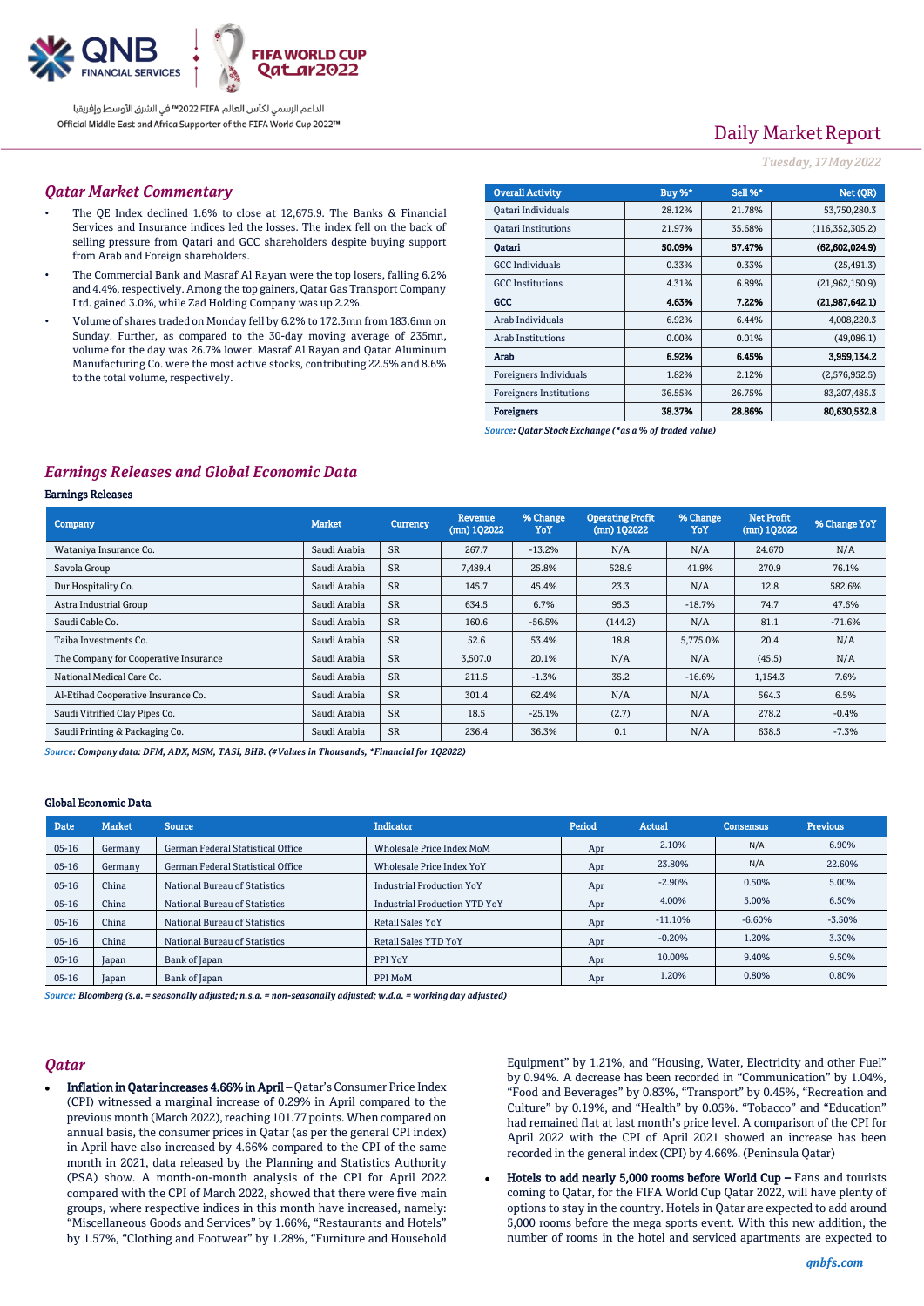Daily Market Report

*Tuesday, 17 May 2022*

## Qatar Market Commentary

- The QE Index declined 1.6% to close at 12,675.9. The Banks & Financial Services and Insurance indices led the losses. The index fell on the back of selling pressure from Qatari and GCC shareholders despite buying support from Arab and Foreign shareholders.
- The Commercial Bank and Masraf Al Rayan were the top losers, falling 6.2% and 4.4%, respectively. Among the top gainers, Qatar Gas Transport Company Ltd. gained 3.0%, while Zad Holding Company was up 2.2%.
- Volume of shares traded on Monday fell by 6.2% to 172.3mn from 183.6mn on Sunday. Further, as compared to the 30-day moving average of 235mn, volume for the day was 26.7% lower. Masraf Al Rayan and Qatar Aluminum Manufacturing Co. were the most active stocks, contributing 22.5% and 8.6% to the total volume, respectively.

| Overall Activity | Buy %* | Sell %* | Net (QR) |
|---|---|---|---|
| Qatari Individuals | 28.12% | 21.78% | 53,750,280.3 |
| Qatari Institutions | 21.97% | 35.68% | (116,352,305.2) |
| **Qatari** | **50.09%** | **57.47%** | **(62,602,024.9)** |
| GCC Individuals | 0.33% | 0.33% | (25,491.3) |
| GCC Institutions | 4.31% | 6.89% | (21,962,150.9) |
| **GCC** | **4.63%** | **7.22%** | **(21,987,642.1)** |
| Arab Individuals | 6.92% | 6.44% | 4,008,220.3 |
| Arab Institutions | 0.00% | 0.01% | (49,086.1) |
| **Arab** | **6.92%** | **6.45%** | **3,959,134.2** |
| Foreigners Individuals | 1.82% | 2.12% | (2,576,952.5) |
| Foreigners Institutions | 36.55% | 26.75% | 83,207,485.3 |
| **Foreigners** | **38.37%** | **28.86%** | **80,630,532.8** |

*Source: Qatar Stock Exchange (\*as a % of traded value)*

## Earnings Releases and Global Economic Data

### Earnings Releases

| Company | Market | Currency | Revenue (mn) 1Q2022 | % Change YoY | Operating Profit (mn) 1Q2022 | % Change YoY | Net Profit (mn) 1Q2022 | % Change YoY |
|---|---|---|---|---|---|---|---|---|
| Wataniya Insurance Co. | Saudi Arabia | SR | 267.7 | -13.2% | N/A | N/A | 24.670 | N/A |
| Savola Group | Saudi Arabia | SR | 7,489.4 | 25.8% | 528.9 | 41.9% | 270.9 | 76.1% |
| Dur Hospitality Co. | Saudi Arabia | SR | 145.7 | 45.4% | 23.3 | N/A | 12.8 | 582.6% |
| Astra Industrial Group | Saudi Arabia | SR | 634.5 | 6.7% | 95.3 | -18.7% | 74.7 | 47.6% |
| Saudi Cable Co. | Saudi Arabia | SR | 160.6 | -56.5% | (144.2) | N/A | 81.1 | -71.6% |
| Taiba Investments Co. | Saudi Arabia | SR | 52.6 | 53.4% | 18.8 | 5,775.0% | 20.4 | N/A |
| The Company for Cooperative Insurance | Saudi Arabia | SR | 3,507.0 | 20.1% | N/A | N/A | (45.5) | N/A |
| National Medical Care Co. | Saudi Arabia | SR | 211.5 | -1.3% | 35.2 | -16.6% | 1,154.3 | 7.6% |
| Al-Etihad Cooperative Insurance Co. | Saudi Arabia | SR | 301.4 | 62.4% | N/A | N/A | 564.3 | 6.5% |
| Saudi Vitrified Clay Pipes Co. | Saudi Arabia | SR | 18.5 | -25.1% | (2.7) | N/A | 278.2 | -0.4% |
| Saudi Printing & Packaging Co. | Saudi Arabia | SR | 236.4 | 36.3% | 0.1 | N/A | 638.5 | -7.3% |

*Source: Company data: DFM, ADX, MSM, TASI, BHB. (#Values in Thousands, \*Financial for 1Q2022)*

### Global Economic Data

| Date | Market | Source | Indicator | Period | Actual | Consensus | Previous |
|---|---|---|---|---|---|---|---|
| 05-16 | Germany | German Federal Statistical Office | Wholesale Price Index MoM | Apr | 2.10% | N/A | 6.90% |
| 05-16 | Germany | German Federal Statistical Office | Wholesale Price Index YoY | Apr | 23.80% | N/A | 22.60% |
| 05-16 | China | National Bureau of Statistics | Industrial Production YoY | Apr | -2.90% | 0.50% | 5.00% |
| 05-16 | China | National Bureau of Statistics | Industrial Production YTD YoY | Apr | 4.00% | 5.00% | 6.50% |
| 05-16 | China | National Bureau of Statistics | Retail Sales YoY | Apr | -11.10% | -6.60% | -3.50% |
| 05-16 | China | National Bureau of Statistics | Retail Sales YTD YoY | Apr | -0.20% | 1.20% | 3.30% |
| 05-16 | Japan | Bank of Japan | PPI YoY | Apr | 10.00% | 9.40% | 9.50% |
| 05-16 | Japan | Bank of Japan | PPI MoM | Apr | 1.20% | 0.80% | 0.80% |

*Source: Bloomberg (s.a. = seasonally adjusted; n.s.a. = non-seasonally adjusted; w.d.a. = working day adjusted)*

## Qatar

- **Inflation in Qatar increases 4.66% in April –** Qatar's Consumer Price Index (CPI) witnessed a marginal increase of 0.29% in April compared to the previous month (March 2022), reaching 101.77 points. When compared on annual basis, the consumer prices in Qatar (as per the general CPI index) in April have also increased by 4.66% compared to the CPI of the same month in 2021, data released by the Planning and Statistics Authority (PSA) show. A month-on-month analysis of the CPI for April 2022 compared with the CPI of March 2022, showed that there were five main groups, where respective indices in this month have increased, namely: "Miscellaneous Goods and Services" by 1.66%, "Restaurants and Hotels" by 1.57%, "Clothing and Footwear" by 1.28%, "Furniture and Household Equipment" by 1.21%, and "Housing, Water, Electricity and other Fuel" by 0.94%. A decrease has been recorded in "Communication" by 1.04%, "Food and Beverages" by 0.83%, "Transport" by 0.45%, "Recreation and Culture" by 0.19%, and "Health" by 0.05%. "Tobacco" and "Education" had remained flat at last month's price level. A comparison of the CPI for April 2022 with the CPI of April 2021 showed an increase has been recorded in the general index (CPI) by 4.66%. (Peninsula Qatar)
- **Hotels to add nearly 5,000 rooms before World Cup –** Fans and tourists coming to Qatar, for the FIFA World Cup Qatar 2022, will have plenty of options to stay in the country. Hotels in Qatar are expected to add around 5,000 rooms before the mega sports event. With this new addition, the number of rooms in the hotel and serviced apartments are expected to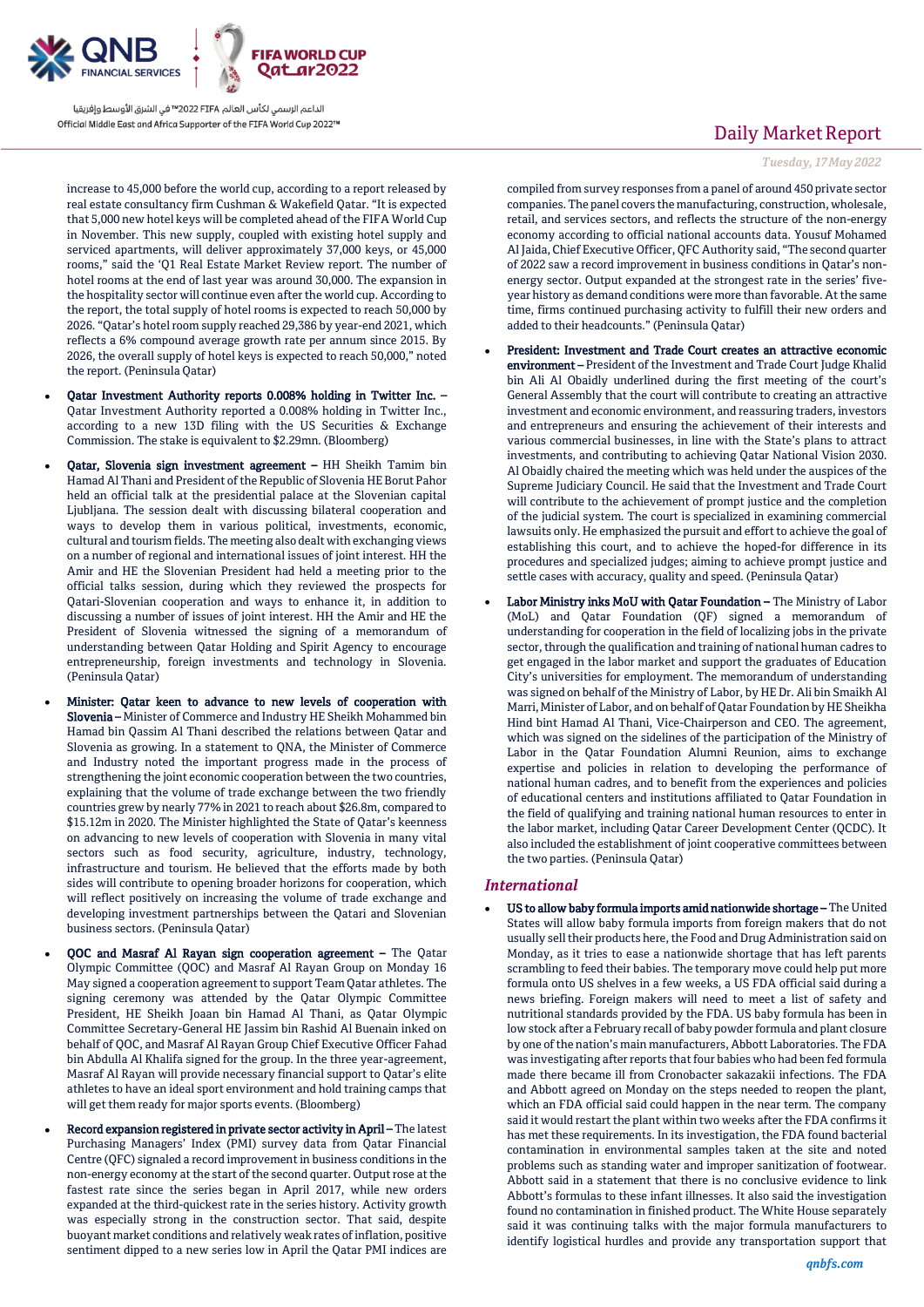increase to 45,000 before the world cup, according to a report released by real estate consultancy firm Cushman & Wakefield Qatar. "It is expected that 5,000 new hotel keys will be completed ahead of the FIFA World Cup in November. This new supply, coupled with existing hotel supply and serviced apartments, will deliver approximately 37,000 keys, or 45,000 rooms," said the 'Q1 Real Estate Market Review report. The number of hotel rooms at the end of last year was around 30,000. The expansion in the hospitality sector will continue even after the world cup. According to the report, the total supply of hotel rooms is expected to reach 50,000 by 2026. "Qatar's hotel room supply reached 29,386 by year-end 2021, which reflects a 6% compound average growth rate per annum since 2015. By 2026, the overall supply of hotel keys is expected to reach 50,000," noted the report. (Peninsula Qatar)

- **Qatar Investment Authority reports 0.008% holding in Twitter Inc.** – Qatar Investment Authority reported a 0.008% holding in Twitter Inc., according to a new 13D filing with the US Securities & Exchange Commission. The stake is equivalent to $2.29mn. (Bloomberg)
- **Qatar, Slovenia sign investment agreement** – HH Sheikh Tamim bin Hamad Al Thani and President of the Republic of Slovenia HE Borut Pahor held an official talk at the presidential palace at the Slovenian capital Ljubljana. The session dealt with discussing bilateral cooperation and ways to develop them in various political, investments, economic, cultural and tourism fields. The meeting also dealt with exchanging views on a number of regional and international issues of joint interest. HH the Amir and HE the Slovenian President had held a meeting prior to the official talks session, during which they reviewed the prospects for Qatari-Slovenian cooperation and ways to enhance it, in addition to discussing a number of issues of joint interest. HH the Amir and HE the President of Slovenia witnessed the signing of a memorandum of understanding between Qatar Holding and Spirit Agency to encourage entrepreneurship, foreign investments and technology in Slovenia. (Peninsula Qatar)
- **Minister: Qatar keen to advance to new levels of cooperation with Slovenia** – Minister of Commerce and Industry HE Sheikh Mohammed bin Hamad bin Qassim Al Thani described the relations between Qatar and Slovenia as growing. In a statement to QNA, the Minister of Commerce and Industry noted the important progress made in the process of strengthening the joint economic cooperation between the two countries, explaining that the volume of trade exchange between the two friendly countries grew by nearly 77% in 2021 to reach about $26.8m, compared to $15.12m in 2020. The Minister highlighted the State of Qatar's keenness on advancing to new levels of cooperation with Slovenia in many vital sectors such as food security, agriculture, industry, technology, infrastructure and tourism. He believed that the efforts made by both sides will contribute to opening broader horizons for cooperation, which will reflect positively on increasing the volume of trade exchange and developing investment partnerships between the Qatari and Slovenian business sectors. (Peninsula Qatar)
- **QOC and Masraf Al Rayan sign cooperation agreement** – The Qatar Olympic Committee (QOC) and Masraf Al Rayan Group on Monday 16 May signed a cooperation agreement to support Team Qatar athletes. The signing ceremony was attended by the Qatar Olympic Committee President, HE Sheikh Joaan bin Hamad Al Thani, as Qatar Olympic Committee Secretary-General HE Jassim bin Rashid Al Buenain inked on behalf of QOC, and Masraf Al Rayan Group Chief Executive Officer Fahad bin Abdulla Al Khalifa signed for the group. In the three year-agreement, Masraf Al Rayan will provide necessary financial support to Qatar's elite athletes to have an ideal sport environment and hold training camps that will get them ready for major sports events. (Bloomberg)
- **Record expansion registered in private sector activity in April** – The latest Purchasing Managers' Index (PMI) survey data from Qatar Financial Centre (QFC) signaled a record improvement in business conditions in the non-energy economy at the start of the second quarter. Output rose at the fastest rate since the series began in April 2017, while new orders expanded at the third-quickest rate in the series history. Activity growth was especially strong in the construction sector. That said, despite buoyant market conditions and relatively weak rates of inflation, positive sentiment dipped to a new series low in April the Qatar PMI indices are compiled from survey responses from a panel of around 450 private sector companies. The panel covers the manufacturing, construction, wholesale, retail, and services sectors, and reflects the structure of the non-energy economy according to official national accounts data. Yousuf Mohamed Al Jaida, Chief Executive Officer, QFC Authority said, "The second quarter of 2022 saw a record improvement in business conditions in Qatar's non-energy sector. Output expanded at the strongest rate in the series' five-year history as demand conditions were more than favorable. At the same time, firms continued purchasing activity to fulfill their new orders and added to their headcounts." (Peninsula Qatar)
- **President: Investment and Trade Court creates an attractive economic environment** – President of the Investment and Trade Court Judge Khalid bin Ali Al Obaidly underlined during the first meeting of the court's General Assembly that the court will contribute to creating an attractive investment and economic environment, and reassuring traders, investors and entrepreneurs and ensuring the achievement of their interests and various commercial businesses, in line with the State's plans to attract investments, and contributing to achieving Qatar National Vision 2030. Al Obaidly chaired the meeting which was held under the auspices of the Supreme Judiciary Council. He said that the Investment and Trade Court will contribute to the achievement of prompt justice and the completion of the judicial system. The court is specialized in examining commercial lawsuits only. He emphasized the pursuit and effort to achieve the goal of establishing this court, and to achieve the hoped-for difference in its procedures and specialized judges; aiming to achieve prompt justice and settle cases with accuracy, quality and speed. (Peninsula Qatar)
- **Labor Ministry inks MoU with Qatar Foundation** – The Ministry of Labor (MoL) and Qatar Foundation (QF) signed a memorandum of understanding for cooperation in the field of localizing jobs in the private sector, through the qualification and training of national human cadres to get engaged in the labor market and support the graduates of Education City's universities for employment. The memorandum of understanding was signed on behalf of the Ministry of Labor, by HE Dr. Ali bin Smaikh Al Marri, Minister of Labor, and on behalf of Qatar Foundation by HE Sheikha Hind bint Hamad Al Thani, Vice-Chairperson and CEO. The agreement, which was signed on the sidelines of the participation of the Ministry of Labor in the Qatar Foundation Alumni Reunion, aims to exchange expertise and policies in relation to developing the performance of national human cadres, and to benefit from the experiences and policies of educational centers and institutions affiliated to Qatar Foundation in the field of qualifying and training national human resources to enter in the labor market, including Qatar Career Development Center (QCDC). It also included the establishment of joint cooperative committees between the two parties. (Peninsula Qatar)

## *International*

- **US to allow baby formula imports amid nationwide shortage** – The United States will allow baby formula imports from foreign makers that do not usually sell their products here, the Food and Drug Administration said on Monday, as it tries to ease a nationwide shortage that has left parents scrambling to feed their babies. The temporary move could help put more formula onto US shelves in a few weeks, a US FDA official said during a news briefing. Foreign makers will need to meet a list of safety and nutritional standards provided by the FDA. US baby formula has been in low stock after a February recall of baby powder formula and plant closure by one of the nation's main manufacturers, Abbott Laboratories. The FDA was investigating after reports that four babies who had been fed formula made there became ill from Cronobacter sakazakii infections. The FDA and Abbott agreed on Monday on the steps needed to reopen the plant, which an FDA official said could happen in the near term. The company said it would restart the plant within two weeks after the FDA confirms it has met these requirements. In its investigation, the FDA found bacterial contamination in environmental samples taken at the site and noted problems such as standing water and improper sanitization of footwear. Abbott said in a statement that there is no conclusive evidence to link Abbott's formulas to these infant illnesses. It also said the investigation found no contamination in finished product. The White House separately said it was continuing talks with the major formula manufacturers to identify logistical hurdles and provide any transportation support that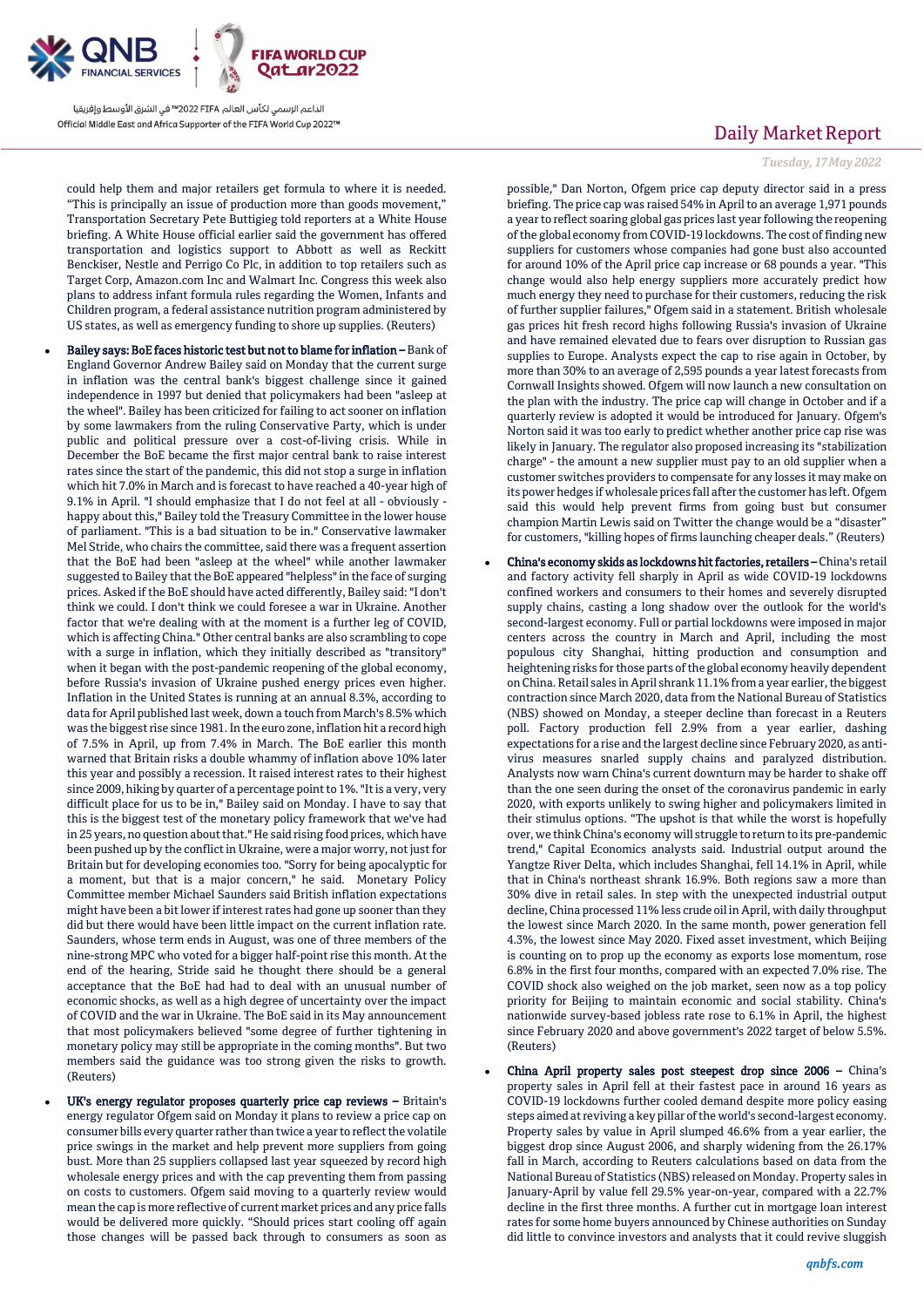could help them and major retailers get formula to where it is needed. "This is principally an issue of production more than goods movement," Transportation Secretary Pete Buttigieg told reporters at a White House briefing. A White House official earlier said the government has offered transportation and logistics support to Abbott as well as Reckitt Benckiser, Nestle and Perrigo Co Plc, in addition to top retailers such as Target Corp, Amazon.com Inc and Walmart Inc. Congress this week also plans to address infant formula rules regarding the Women, Infants and Children program, a federal assistance nutrition program administered by US states, as well as emergency funding to shore up supplies. (Reuters)

- **Bailey says: BoE faces historic test but not to blame for inflation –** Bank of England Governor Andrew Bailey said on Monday that the current surge in inflation was the central bank's biggest challenge since it gained independence in 1997 but denied that policymakers had been "asleep at the wheel". Bailey has been criticized for failing to act sooner on inflation by some lawmakers from the ruling Conservative Party, which is under public and political pressure over a cost-of-living crisis. While in December the BoE became the first major central bank to raise interest rates since the start of the pandemic, this did not stop a surge in inflation which hit 7.0% in March and is forecast to have reached a 40-year high of 9.1% in April. "I should emphasize that I do not feel at all - obviously - happy about this," Bailey told the Treasury Committee in the lower house of parliament. "This is a bad situation to be in." Conservative lawmaker Mel Stride, who chairs the committee, said there was a frequent assertion that the BoE had been "asleep at the wheel" while another lawmaker suggested to Bailey that the BoE appeared "helpless" in the face of surging prices. Asked if the BoE should have acted differently, Bailey said: "I don't think we could. I don't think we could foresee a war in Ukraine. Another factor that we're dealing with at the moment is a further leg of COVID, which is affecting China." Other central banks are also scrambling to cope with a surge in inflation, which they initially described as "transitory" when it began with the post-pandemic reopening of the global economy, before Russia's invasion of Ukraine pushed energy prices even higher. Inflation in the United States is running at an annual 8.3%, according to data for April published last week, down a touch from March's 8.5% which was the biggest rise since 1981. In the euro zone, inflation hit a record high of 7.5% in April, up from 7.4% in March. The BoE earlier this month warned that Britain risks a double whammy of inflation above 10% later this year and possibly a recession. It raised interest rates to their highest since 2009, hiking by quarter of a percentage point to 1%. "It is a very, very difficult place for us to be in," Bailey said on Monday. I have to say that this is the biggest test of the monetary policy framework that we've had in 25 years, no question about that." He said rising food prices, which have been pushed up by the conflict in Ukraine, were a major worry, not just for Britain but for developing economies too. "Sorry for being apocalyptic for a moment, but that is a major concern," he said. Monetary Policy Committee member Michael Saunders said British inflation expectations might have been a bit lower if interest rates had gone up sooner than they did but there would have been little impact on the current inflation rate. Saunders, whose term ends in August, was one of three members of the nine-strong MPC who voted for a bigger half-point rise this month. At the end of the hearing, Stride said he thought there should be a general acceptance that the BoE had had to deal with an unusual number of economic shocks, as well as a high degree of uncertainty over the impact of COVID and the war in Ukraine. The BoE said in its May announcement that most policymakers believed "some degree of further tightening in monetary policy may still be appropriate in the coming months". But two members said the guidance was too strong given the risks to growth. (Reuters)

- **UK's energy regulator proposes quarterly price cap reviews –** Britain's energy regulator Ofgem said on Monday it plans to review a price cap on consumer bills every quarter rather than twice a year to reflect the volatile price swings in the market and help prevent more suppliers from going bust. More than 25 suppliers collapsed last year squeezed by record high wholesale energy prices and with the cap preventing them from passing on costs to customers. Ofgem said moving to a quarterly review would mean the cap is more reflective of current market prices and any price falls would be delivered more quickly. "Should prices start cooling off again those changes will be passed back through to consumers as soon as possible," Dan Norton, Ofgem price cap deputy director said in a press briefing. The price cap was raised 54% in April to an average 1,971 pounds a year to reflect soaring global gas prices last year following the reopening of the global economy from COVID-19 lockdowns. The cost of finding new suppliers for customers whose companies had gone bust also accounted for around 10% of the April price cap increase or 68 pounds a year. "This change would also help energy suppliers more accurately predict how much energy they need to purchase for their customers, reducing the risk of further supplier failures," Ofgem said in a statement. British wholesale gas prices hit fresh record highs following Russia's invasion of Ukraine and have remained elevated due to fears over disruption to Russian gas supplies to Europe. Analysts expect the cap to rise again in October, by more than 30% to an average of 2,595 pounds a year latest forecasts from Cornwall Insights showed. Ofgem will now launch a new consultation on the plan with the industry. The price cap will change in October and if a quarterly review is adopted it would be introduced for January. Ofgem's Norton said it was too early to predict whether another price cap rise was likely in January. The regulator also proposed increasing its "stabilization charge" - the amount a new supplier must pay to an old supplier when a customer switches providers to compensate for any losses it may make on its power hedges if wholesale prices fall after the customer has left. Ofgem said this would help prevent firms from going bust but consumer champion Martin Lewis said on Twitter the change would be a "disaster" for customers, "killing hopes of firms launching cheaper deals." (Reuters)

- **China's economy skids as lockdowns hit factories, retailers –** China's retail and factory activity fell sharply in April as wide COVID-19 lockdowns confined workers and consumers to their homes and severely disrupted supply chains, casting a long shadow over the outlook for the world's second-largest economy. Full or partial lockdowns were imposed in major centers across the country in March and April, including the most populous city Shanghai, hitting production and consumption and heightening risks for those parts of the global economy heavily dependent on China. Retail sales in April shrank 11.1% from a year earlier, the biggest contraction since March 2020, data from the National Bureau of Statistics (NBS) showed on Monday, a steeper decline than forecast in a Reuters poll. Factory production fell 2.9% from a year earlier, dashing expectations for a rise and the largest decline since February 2020, as anti-virus measures snarled supply chains and paralyzed distribution. Analysts now warn China's current downturn may be harder to shake off than the one seen during the onset of the coronavirus pandemic in early 2020, with exports unlikely to swing higher and policymakers limited in their stimulus options. "The upshot is that while the worst is hopefully over, we think China's economy will struggle to return to its pre-pandemic trend," Capital Economics analysts said. Industrial output around the Yangtze River Delta, which includes Shanghai, fell 14.1% in April, while that in China's northeast shrank 16.9%. Both regions saw a more than 30% dive in retail sales. In step with the unexpected industrial output decline, China processed 11% less crude oil in April, with daily throughput the lowest since March 2020. In the same month, power generation fell 4.3%, the lowest since May 2020. Fixed asset investment, which Beijing is counting on to prop up the economy as exports lose momentum, rose 6.8% in the first four months, compared with an expected 7.0% rise. The COVID shock also weighed on the job market, seen now as a top policy priority for Beijing to maintain economic and social stability. China's nationwide survey-based jobless rate rose to 6.1% in April, the highest since February 2020 and above government's 2022 target of below 5.5%. (Reuters)

- **China April property sales post steepest drop since 2006 –** China's property sales in April fell at their fastest pace in around 16 years as COVID-19 lockdowns further cooled demand despite more policy easing steps aimed at reviving a key pillar of the world's second-largest economy. Property sales by value in April slumped 46.6% from a year earlier, the biggest drop since August 2006, and sharply widening from the 26.17% fall in March, according to Reuters calculations based on data from the National Bureau of Statistics (NBS) released on Monday. Property sales in January-April by value fell 29.5% year-on-year, compared with a 22.7% decline in the first three months. A further cut in mortgage loan interest rates for some home buyers announced by Chinese authorities on Sunday did little to convince investors and analysts that it could revive sluggish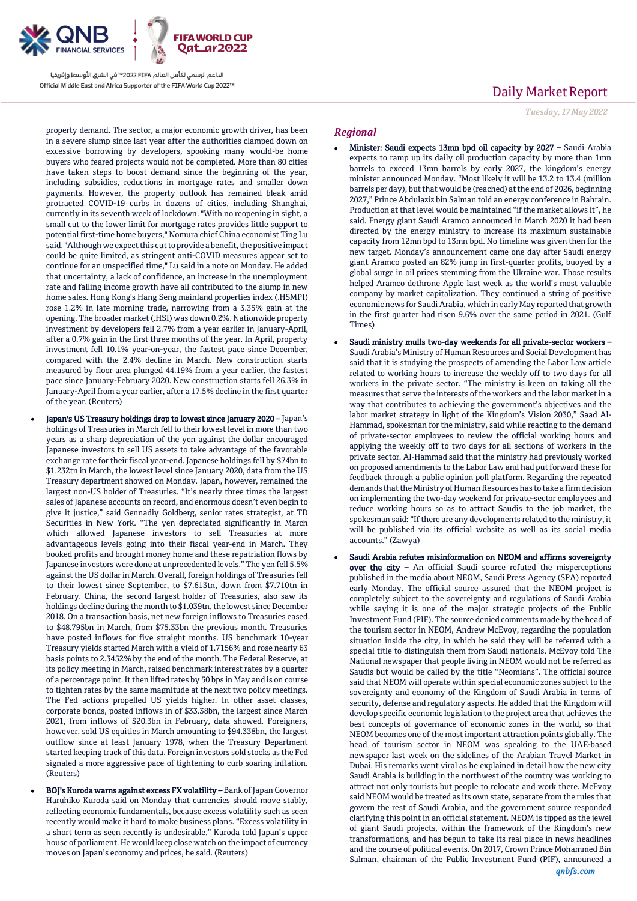property demand. The sector, a major economic growth driver, has been in a severe slump since last year after the authorities clamped down on excessive borrowing by developers, spooking many would-be home buyers who feared projects would not be completed. More than 80 cities have taken steps to boost demand since the beginning of the year, including subsidies, reductions in mortgage rates and smaller down payments. However, the property outlook has remained bleak amid protracted COVID-19 curbs in dozens of cities, including Shanghai, currently in its seventh week of lockdown. "With no reopening in sight, a small cut to the lower limit for mortgage rates provides little support to potential first-time home buyers," Nomura chief China economist Ting Lu said. "Although we expect this cut to provide a benefit, the positive impact could be quite limited, as stringent anti-COVID measures appear set to continue for an unspecified time," Lu said in a note on Monday. He added that uncertainty, a lack of confidence, an increase in the unemployment rate and falling income growth have all contributed to the slump in new home sales. Hong Kong's Hang Seng mainland properties index (.HSMPI) rose 1.2% in late morning trade, narrowing from a 3.35% gain at the opening. The broader market (.HSI) was down 0.2%. Nationwide property investment by developers fell 2.7% from a year earlier in January-April, after a 0.7% gain in the first three months of the year. In April, property investment fell 10.1% year-on-year, the fastest pace since December, compared with the 2.4% decline in March. New construction starts measured by floor area plunged 44.19% from a year earlier, the fastest pace since January-February 2020. New construction starts fell 26.3% in January-April from a year earlier, after a 17.5% decline in the first quarter of the year. (Reuters)

- **Japan's US Treasury holdings drop to lowest since January 2020 –** Japan's holdings of Treasuries in March fell to their lowest level in more than two years as a sharp depreciation of the yen against the dollar encouraged Japanese investors to sell US assets to take advantage of the favorable exchange rate for their fiscal year-end. Japanese holdings fell by $74bn to $1.232tn in March, the lowest level since January 2020, data from the US Treasury department showed on Monday. Japan, however, remained the largest non-US holder of Treasuries. "It's nearly three times the largest sales of Japanese accounts on record, and enormous doesn't even begin to give it justice," said Gennadiy Goldberg, senior rates strategist, at TD Securities in New York. "The yen depreciated significantly in March which allowed Japanese investors to sell Treasuries at more advantageous levels going into their fiscal year-end in March. They booked profits and brought money home and these repatriation flows by Japanese investors were done at unprecedented levels." The yen fell 5.5% against the US dollar in March. Overall, foreign holdings of Treasuries fell to their lowest since September, to $7.613tn, down from $7.710tn in February. China, the second largest holder of Treasuries, also saw its holdings decline during the month to $1.039tn, the lowest since December 2018. On a transaction basis, net new foreign inflows to Treasuries eased to $48.795bn in March, from $75.33bn the previous month. Treasuries have posted inflows for five straight months. US benchmark 10-year Treasury yields started March with a yield of 1.7156% and rose nearly 63 basis points to 2.3452% by the end of the month. The Federal Reserve, at its policy meeting in March, raised benchmark interest rates by a quarter of a percentage point. It then lifted rates by 50 bps in May and is on course to tighten rates by the same magnitude at the next two policy meetings. The Fed actions propelled US yields higher. In other asset classes, corporate bonds, posted inflows in of $33.38bn, the largest since March 2021, from inflows of $20.3bn in February, data showed. Foreigners, however, sold US equities in March amounting to $94.338bn, the largest outflow since at least January 1978, when the Treasury Department started keeping track of this data. Foreign investors sold stocks as the Fed signaled a more aggressive pace of tightening to curb soaring inflation. (Reuters)
- **BOJ's Kuroda warns against excess FX volatility –** Bank of Japan Governor Haruhiko Kuroda said on Monday that currencies should move stably, reflecting economic fundamentals, because excess volatility such as seen recently would make it hard to make business plans. "Excess volatility in a short term as seen recently is undesirable," Kuroda told Japan's upper house of parliament. He would keep close watch on the impact of currency moves on Japan's economy and prices, he said. (Reuters)

## *Regional*

- **Minister: Saudi expects 13mn bpd oil capacity by 2027 –** Saudi Arabia expects to ramp up its daily oil production capacity by more than 1mn barrels to exceed 13mn barrels by early 2027, the kingdom's energy minister announced Monday. "Most likely it will be 13.2 to 13.4 (million barrels per day), but that would be (reached) at the end of 2026, beginning 2027," Prince Abdulaziz bin Salman told an energy conference in Bahrain. Production at that level would be maintained "if the market allows it", he said. Energy giant Saudi Aramco announced in March 2020 it had been directed by the energy ministry to increase its maximum sustainable capacity from 12mn bpd to 13mn bpd. No timeline was given then for the new target. Monday's announcement came one day after Saudi energy giant Aramco posted an 82% jump in first-quarter profits, buoyed by a global surge in oil prices stemming from the Ukraine war. Those results helped Aramco dethrone Apple last week as the world's most valuable company by market capitalization. They continued a string of positive economic news for Saudi Arabia, which in early May reported that growth in the first quarter had risen 9.6% over the same period in 2021. (Gulf Times)
- **Saudi ministry mulls two-day weekends for all private-sector workers –** Saudi Arabia's Ministry of Human Resources and Social Development has said that it is studying the prospects of amending the Labor Law article related to working hours to increase the weekly off to two days for all workers in the private sector. "The ministry is keen on taking all the measures that serve the interests of the workers and the labor market in a way that contributes to achieving the government's objectives and the labor market strategy in light of the Kingdom's Vision 2030," Saad Al-Hammad, spokesman for the ministry, said while reacting to the demand of private-sector employees to review the official working hours and applying the weekly off to two days for all sections of workers in the private sector. Al-Hammad said that the ministry had previously worked on proposed amendments to the Labor Law and had put forward these for feedback through a public opinion poll platform. Regarding the repeated demands that the Ministry of Human Resources has to take a firm decision on implementing the two-day weekend for private-sector employees and reduce working hours so as to attract Saudis to the job market, the spokesman said: "If there are any developments related to the ministry, it will be published via its official website as well as its social media accounts." (Zawya)
- **Saudi Arabia refutes misinformation on NEOM and affirms sovereignty over the city –** An official Saudi source refuted the misperceptions published in the media about NEOM, Saudi Press Agency (SPA) reported early Monday. The official source assured that the NEOM project is completely subject to the sovereignty and regulations of Saudi Arabia while saying it is one of the major strategic projects of the Public Investment Fund (PIF). The source denied comments made by the head of the tourism sector in NEOM, Andrew McEvoy, regarding the population situation inside the city, in which he said they will be referred with a special title to distinguish them from Saudi nationals. McEvoy told The National newspaper that people living in NEOM would not be referred as Saudis but would be called by the title "Neomians". The official source said that NEOM will operate within special economic zones subject to the sovereignty and economy of the Kingdom of Saudi Arabia in terms of security, defense and regulatory aspects. He added that the Kingdom will develop specific economic legislation to the project area that achieves the best concepts of governance of economic zones in the world, so that NEOM becomes one of the most important attraction points globally. The head of tourism sector in NEOM was speaking to the UAE-based newspaper last week on the sidelines of the Arabian Travel Market in Dubai. His remarks went viral as he explained in detail how the new city Saudi Arabia is building in the northwest of the country was working to attract not only tourists but people to relocate and work there. McEvoy said NEOM would be treated as its own state, separate from the rules that govern the rest of Saudi Arabia, and the government source responded clarifying this point in an official statement. NEOM is tipped as the jewel of giant Saudi projects, within the framework of the Kingdom's new transformations, and has begun to take its real place in news headlines and the course of political events. On 2017, Crown Prince Mohammed Bin Salman, chairman of the Public Investment Fund (PIF), announced a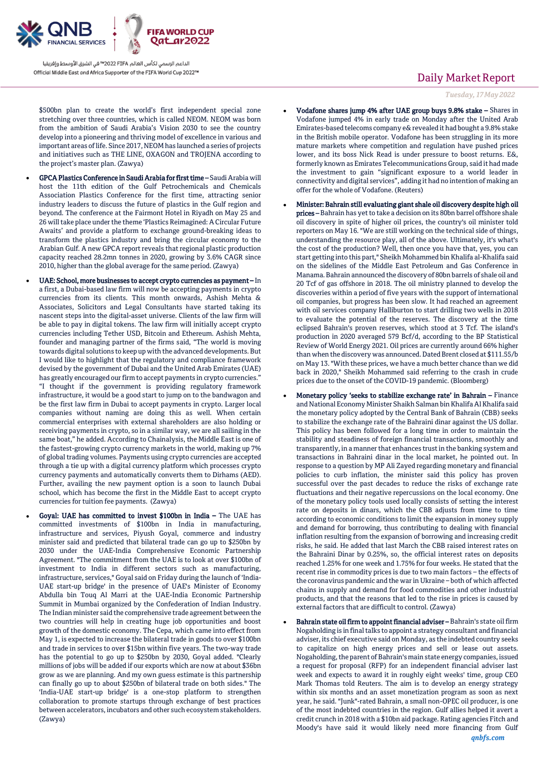$500bn plan to create the world's first independent special zone stretching over three countries, which is called NEOM. NEOM was born from the ambition of Saudi Arabia's Vision 2030 to see the country develop into a pioneering and thriving model of excellence in various and important areas of life. Since 2017, NEOM has launched a series of projects and initiatives such as THE LINE, OXAGON and TROJENA according to the project's master plan. (Zawya)

- **GPCA Plastics Conference in Saudi Arabia for first time –** Saudi Arabia will host the 11th edition of the Gulf Petrochemicals and Chemicals Association Plastics Conference for the first time, attracting senior industry leaders to discuss the future of plastics in the Gulf region and beyond. The conference at the Fairmont Hotel in Riyadh on May 25 and 26 will take place under the theme 'Plastics Reimagined: A Circular Future Awaits' and provide a platform to exchange ground-breaking ideas to transform the plastics industry and bring the circular economy to the Arabian Gulf. A new GPCA report reveals that regional plastic production capacity reached 28.2mn tonnes in 2020, growing by 3.6% CAGR since 2010, higher than the global average for the same period. (Zawya)
- **UAE: School, more businesses to accept crypto currencies as payment –** In a first, a Dubai-based law firm will now be accepting payments in crypto currencies from its clients. This month onwards, Ashish Mehta & Associates, Solicitors and Legal Consultants have started taking its nascent steps into the digital-asset universe. Clients of the law firm will be able to pay in digital tokens. The law firm will initially accept crypto currencies including Tether USD, Bitcoin and Ethereum. Ashish Mehta, founder and managing partner of the firms said, "The world is moving towards digital solutions to keep up with the advanced developments. But I would like to highlight that the regulatory and compliance framework devised by the government of Dubai and the United Arab Emirates (UAE) has greatly encouraged our firm to accept payments in crypto currencies." "I thought if the government is providing regulatory framework infrastructure, it would be a good start to jump on to the bandwagon and be the first law firm in Dubai to accept payments in crypto. Larger local companies without naming are doing this as well. When certain commercial enterprises with external shareholders are also holding or receiving payments in crypto, so in a similar way, we are all sailing in the same boat," he added. According to Chainalysis, the Middle East is one of the fastest-growing crypto currency markets in the world, making up 7% of global trading volumes. Payments using crypto currencies are accepted through a tie up with a digital currency platform which processes crypto currency payments and automatically converts them to Dirhams (AED). Further, availing the new payment option is a soon to launch Dubai school, which has become the first in the Middle East to accept crypto currencies for tuition fee payments. (Zawya)
- **Goyal: UAE has committed to invest $100bn in India –** The UAE has committed investments of $100bn in India in manufacturing, infrastructure and services, Piyush Goyal, commerce and industry minister said and predicted that bilateral trade can go up to $250bn by 2030 under the UAE-India Comprehensive Economic Partnership Agreement. "The commitment from the UAE is to look at over $100bn of investment to India in different sectors such as manufacturing, infrastructure, services," Goyal said on Friday during the launch of 'India-UAE start-up bridge' in the presence of UAE's Minister of Economy Abdulla bin Touq Al Marri at the UAE-India Economic Partnership Summit in Mumbai organized by the Confederation of Indian Industry. The Indian minister said the comprehensive trade agreement between the two countries will help in creating huge job opportunities and boost growth of the domestic economy. The Cepa, which came into effect from May 1, is expected to increase the bilateral trade in goods to over $100bn and trade in services to over $15bn within five years. The two-way trade has the potential to go up to $250bn by 2030, Goyal added. "Clearly millions of jobs will be added if our exports which are now at about $36bn grow as we are planning. And my own guess estimate is this partnership can finally go up to about $250bn of bilateral trade on both sides." The 'India-UAE start-up bridge' is a one-stop platform to strengthen collaboration to promote startups through exchange of best practices between accelerators, incubators and other such ecosystem stakeholders. (Zawya)
- **Vodafone shares jump 4% after UAE group buys 9.8% stake –** Shares in Vodafone jumped 4% in early trade on Monday after the United Arab Emirates-based telecoms company e& revealed it had bought a 9.8% stake in the British mobile operator. Vodafone has been struggling in its more mature markets where competition and regulation have pushed prices lower, and its boss Nick Read is under pressure to boost returns. E&, formerly known as Emirates Telecommunications Group, said it had made the investment to gain "significant exposure to a world leader in connectivity and digital services", adding it had no intention of making an offer for the whole of Vodafone. (Reuters)
- **Minister: Bahrain still evaluating giant shale oil discovery despite high oil prices –** Bahrain has yet to take a decision on its 80bn barrel offshore shale oil discovery in spite of higher oil prices, the country's oil minister told reporters on May 16. "We are still working on the technical side of things, understanding the resource play, all of the above. Ultimately, it's what's the cost of the production? Well, then once you have that, yes, you can start getting into this part," Sheikh Mohammed bin Khalifa al-Khalifa said on the sidelines of the Middle East Petroleum and Gas Conference in Manama. Bahrain announced the discovery of 80bn barrels of shale oil and 20 Tcf of gas offshore in 2018. The oil ministry planned to develop the discoveries within a period of five years with the support of international oil companies, but progress has been slow. It had reached an agreement with oil services company Halliburton to start drilling two wells in 2018 to evaluate the potential of the reserves. The discovery at the time eclipsed Bahrain's proven reserves, which stood at 3 Tcf. The island's production in 2020 averaged 579 Bcf/d, according to the BP Statistical Review of World Energy 2021. Oil prices are currently around 66% higher than when the discovery was announced. Dated Brent closed at $111.5/b on May 13. "With these prices, we have a much better chance than we did back in 2020," Sheikh Mohammed said referring to the crash in crude prices due to the onset of the COVID-19 pandemic. (Bloomberg)
- **Monetary policy 'seeks to stabilize exchange rate' in Bahrain –** Finance and National Economy Minister Shaikh Salman bin Khalifa Al Khalifa said the monetary policy adopted by the Central Bank of Bahrain (CBB) seeks to stabilize the exchange rate of the Bahraini dinar against the US dollar. This policy has been followed for a long time in order to maintain the stability and steadiness of foreign financial transactions, smoothly and transparently, in a manner that enhances trust in the banking system and transactions in Bahraini dinar in the local market, he pointed out. In response to a question by MP Ali Zayed regarding monetary and financial policies to curb inflation, the minister said this policy has proven successful over the past decades to reduce the risks of exchange rate fluctuations and their negative repercussions on the local economy. One of the monetary policy tools used locally consists of setting the interest rate on deposits in dinars, which the CBB adjusts from time to time according to economic conditions to limit the expansion in money supply and demand for borrowing, thus contributing to dealing with financial inflation resulting from the expansion of borrowing and increasing credit risks, he said. He added that last March the CBB raised interest rates on the Bahraini Dinar by 0.25%, so, the official interest rates on deposits reached 1.25% for one week and 1.75% for four weeks. He stated that the recent rise in commodity prices is due to two main factors – the effects of the coronavirus pandemic and the war in Ukraine – both of which affected chains in supply and demand for food commodities and other industrial products, and that the reasons that led to the rise in prices is caused by external factors that are difficult to control. (Zawya)
- **Bahrain state oil firm to appoint financial adviser –** Bahrain's state oil firm Nogaholding is in final talks to appoint a strategy consultant and financial adviser, its chief executive said on Monday, as the indebted country seeks to capitalize on high energy prices and sell or lease out assets. Nogaholding, the parent of Bahrain's main state energy companies, issued a request for proposal (RFP) for an independent financial adviser last week and expects to award it in roughly eight weeks' time, group CEO Mark Thomas told Reuters. The aim is to develop an energy strategy within six months and an asset monetization program as soon as next year, he said. "Junk"-rated Bahrain, a small non-OPEC oil producer, is one of the most indebted countries in the region. Gulf allies helped it avert a credit crunch in 2018 with a $10bn aid package. Rating agencies Fitch and Moody's have said it would likely need more financing from Gulf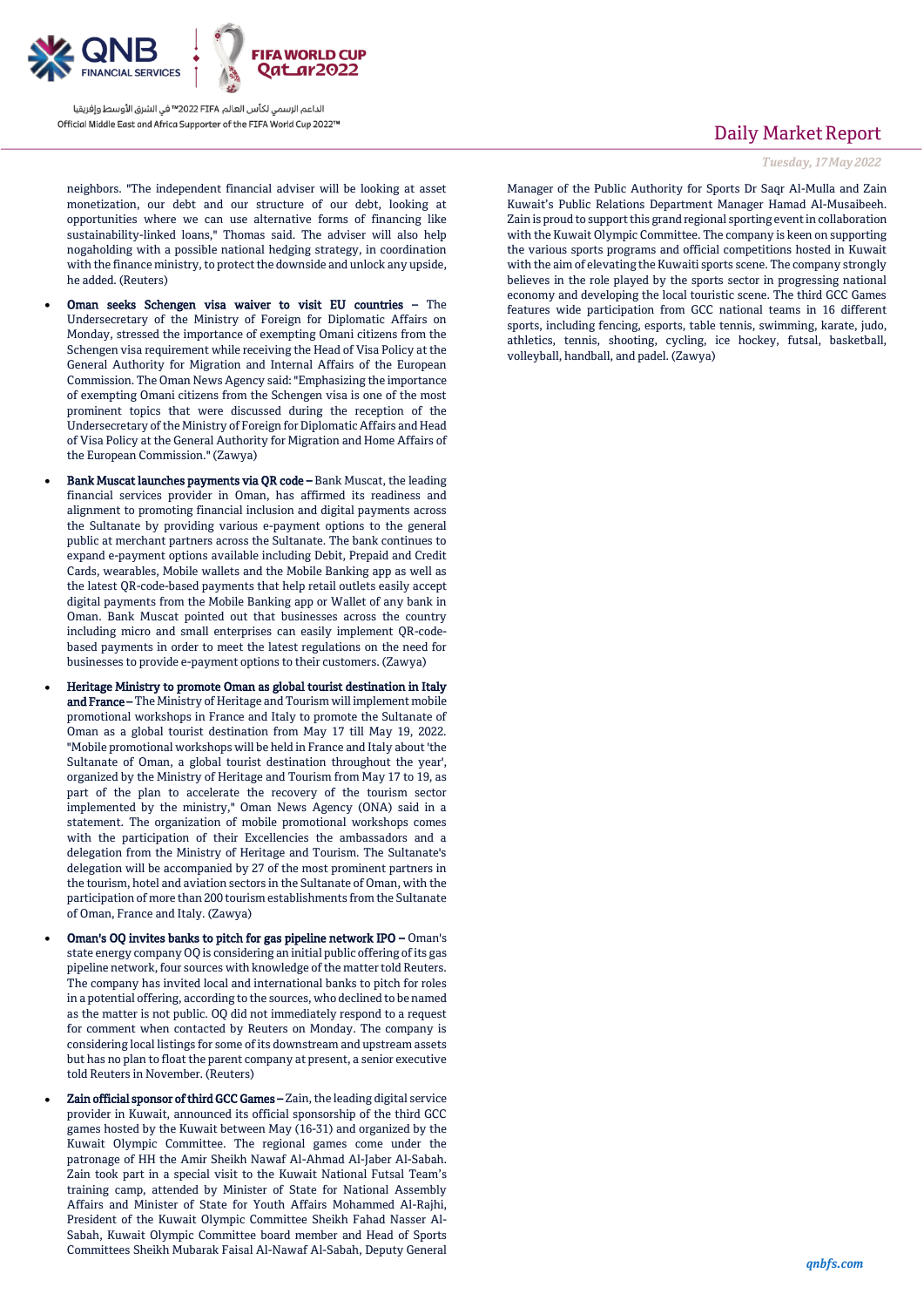neighbors. "The independent financial adviser will be looking at asset monetization, our debt and our structure of our debt, looking at opportunities where we can use alternative forms of financing like sustainability-linked loans," Thomas said. The adviser will also help nogaholding with a possible national hedging strategy, in coordination with the finance ministry, to protect the downside and unlock any upside, he added. (Reuters)

- **Oman seeks Schengen visa waiver to visit EU countries** – The Undersecretary of the Ministry of Foreign for Diplomatic Affairs on Monday, stressed the importance of exempting Omani citizens from the Schengen visa requirement while receiving the Head of Visa Policy at the General Authority for Migration and Internal Affairs of the European Commission. The Oman News Agency said: "Emphasizing the importance of exempting Omani citizens from the Schengen visa is one of the most prominent topics that were discussed during the reception of the Undersecretary of the Ministry of Foreign for Diplomatic Affairs and Head of Visa Policy at the General Authority for Migration and Home Affairs of the European Commission." (Zawya)

- **Bank Muscat launches payments via QR code –** Bank Muscat, the leading financial services provider in Oman, has affirmed its readiness and alignment to promoting financial inclusion and digital payments across the Sultanate by providing various e-payment options to the general public at merchant partners across the Sultanate. The bank continues to expand e-payment options available including Debit, Prepaid and Credit Cards, wearables, Mobile wallets and the Mobile Banking app as well as the latest QR-code-based payments that help retail outlets easily accept digital payments from the Mobile Banking app or Wallet of any bank in Oman. Bank Muscat pointed out that businesses across the country including micro and small enterprises can easily implement QR-code-based payments in order to meet the latest regulations on the need for businesses to provide e-payment options to their customers. (Zawya)

- **Heritage Ministry to promote Oman as global tourist destination in Italy and France –** The Ministry of Heritage and Tourism will implement mobile promotional workshops in France and Italy to promote the Sultanate of Oman as a global tourist destination from May 17 till May 19, 2022. "Mobile promotional workshops will be held in France and Italy about 'the Sultanate of Oman, a global tourist destination throughout the year', organized by the Ministry of Heritage and Tourism from May 17 to 19, as part of the plan to accelerate the recovery of the tourism sector implemented by the ministry," Oman News Agency (ONA) said in a statement. The organization of mobile promotional workshops comes with the participation of their Excellencies the ambassadors and a delegation from the Ministry of Heritage and Tourism. The Sultanate's delegation will be accompanied by 27 of the most prominent partners in the tourism, hotel and aviation sectors in the Sultanate of Oman, with the participation of more than 200 tourism establishments from the Sultanate of Oman, France and Italy. (Zawya)

- **Oman's OQ invites banks to pitch for gas pipeline network IPO –** Oman's state energy company OQ is considering an initial public offering of its gas pipeline network, four sources with knowledge of the matter told Reuters. The company has invited local and international banks to pitch for roles in a potential offering, according to the sources, who declined to be named as the matter is not public. OQ did not immediately respond to a request for comment when contacted by Reuters on Monday. The company is considering local listings for some of its downstream and upstream assets but has no plan to float the parent company at present, a senior executive told Reuters in November. (Reuters)

- **Zain official sponsor of third GCC Games –** Zain, the leading digital service provider in Kuwait, announced its official sponsorship of the third GCC games hosted by the Kuwait between May (16-31) and organized by the Kuwait Olympic Committee. The regional games come under the patronage of HH the Amir Sheikh Nawaf Al-Ahmad Al-Jaber Al-Sabah. Zain took part in a special visit to the Kuwait National Futsal Team's training camp, attended by Minister of State for National Assembly Affairs and Minister of State for Youth Affairs Mohammed Al-Rajhi, President of the Kuwait Olympic Committee Sheikh Fahad Nasser Al-Sabah, Kuwait Olympic Committee board member and Head of Sports Committees Sheikh Mubarak Faisal Al-Nawaf Al-Sabah, Deputy General Manager of the Public Authority for Sports Dr Saqr Al-Mulla and Zain Kuwait's Public Relations Department Manager Hamad Al-Musaibeeh. Zain is proud to support this grand regional sporting event in collaboration with the Kuwait Olympic Committee. The company is keen on supporting the various sports programs and official competitions hosted in Kuwait with the aim of elevating the Kuwaiti sports scene. The company strongly believes in the role played by the sports sector in progressing national economy and developing the local touristic scene. The third GCC Games features wide participation from GCC national teams in 16 different sports, including fencing, esports, table tennis, swimming, karate, judo, athletics, tennis, shooting, cycling, ice hockey, futsal, basketball, volleyball, handball, and padel. (Zawya)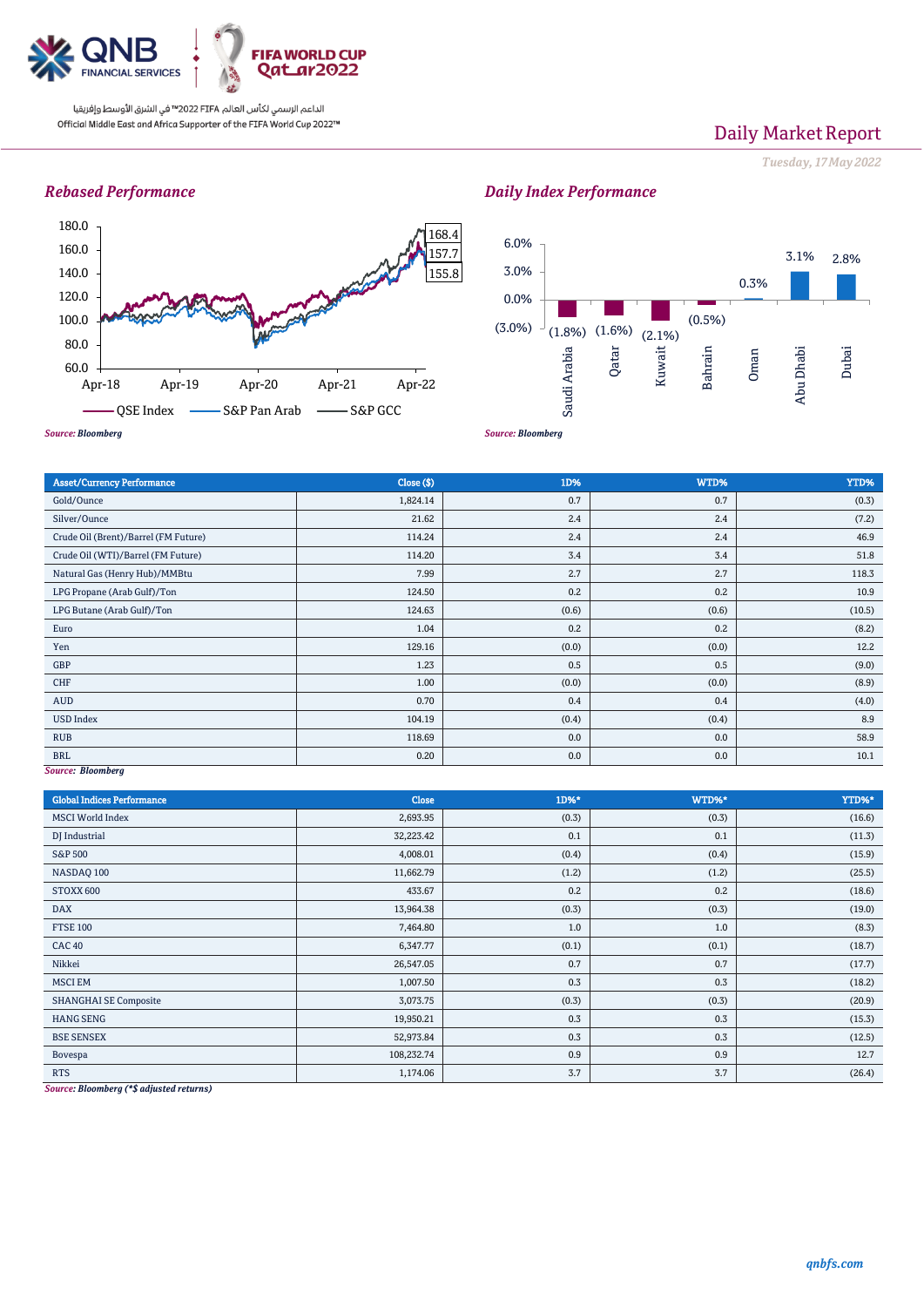Daily Market Report

*Tuesday, 17 May 2022*

## *Rebased Performance*

*Source: Bloomberg*

## *Daily Index Performance*

*Source: Bloomberg*

| Asset/Currency Performance | Close ($) | 1D% | WTD% | YTD% |
|---|---|---|---|---|
| Gold/Ounce | 1,824.14 | 0.7 | 0.7 | (0.3) |
| Silver/Ounce | 21.62 | 2.4 | 2.4 | (7.2) |
| Crude Oil (Brent)/Barrel (FM Future) | 114.24 | 2.4 | 2.4 | 46.9 |
| Crude Oil (WTI)/Barrel (FM Future) | 114.20 | 3.4 | 3.4 | 51.8 |
| Natural Gas (Henry Hub)/MMBtu | 7.99 | 2.7 | 2.7 | 118.3 |
| LPG Propane (Arab Gulf)/Ton | 124.50 | 0.2 | 0.2 | 10.9 |
| LPG Butane (Arab Gulf)/Ton | 124.63 | (0.6) | (0.6) | (10.5) |
| Euro | 1.04 | 0.2 | 0.2 | (8.2) |
| Yen | 129.16 | (0.0) | (0.0) | 12.2 |
| GBP | 1.23 | 0.5 | 0.5 | (9.0) |
| CHF | 1.00 | (0.0) | (0.0) | (8.9) |
| AUD | 0.70 | 0.4 | 0.4 | (4.0) |
| USD Index | 104.19 | (0.4) | (0.4) | 8.9 |
| RUB | 118.69 | 0.0 | 0.0 | 58.9 |
| BRL | 0.20 | 0.0 | 0.0 | 10.1 |

*Source: Bloomberg*

| Global Indices Performance | Close | 1D%* | WTD%* | YTD%* |
|---|---|---|---|---|
| MSCI World Index | 2,693.95 | (0.3) | (0.3) | (16.6) |
| DJ Industrial | 32,223.42 | 0.1 | 0.1 | (11.3) |
| S&P 500 | 4,008.01 | (0.4) | (0.4) | (15.9) |
| NASDAQ 100 | 11,662.79 | (1.2) | (1.2) | (25.5) |
| STOXX 600 | 433.67 | 0.2 | 0.2 | (18.6) |
| DAX | 13,964.38 | (0.3) | (0.3) | (19.0) |
| FTSE 100 | 7,464.80 | 1.0 | 1.0 | (8.3) |
| CAC 40 | 6,347.77 | (0.1) | (0.1) | (18.7) |
| Nikkei | 26,547.05 | 0.7 | 0.7 | (17.7) |
| MSCI EM | 1,007.50 | 0.3 | 0.3 | (18.2) |
| SHANGHAI SE Composite | 3,073.75 | (0.3) | (0.3) | (20.9) |
| HANG SENG | 19,950.21 | 0.3 | 0.3 | (15.3) |
| BSE SENSEX | 52,973.84 | 0.3 | 0.3 | (12.5) |
| Bovespa | 108,232.74 | 0.9 | 0.9 | 12.7 |
| RTS | 1,174.06 | 3.7 | 3.7 | (26.4) |

*Source: Bloomberg (*$ adjusted returns)*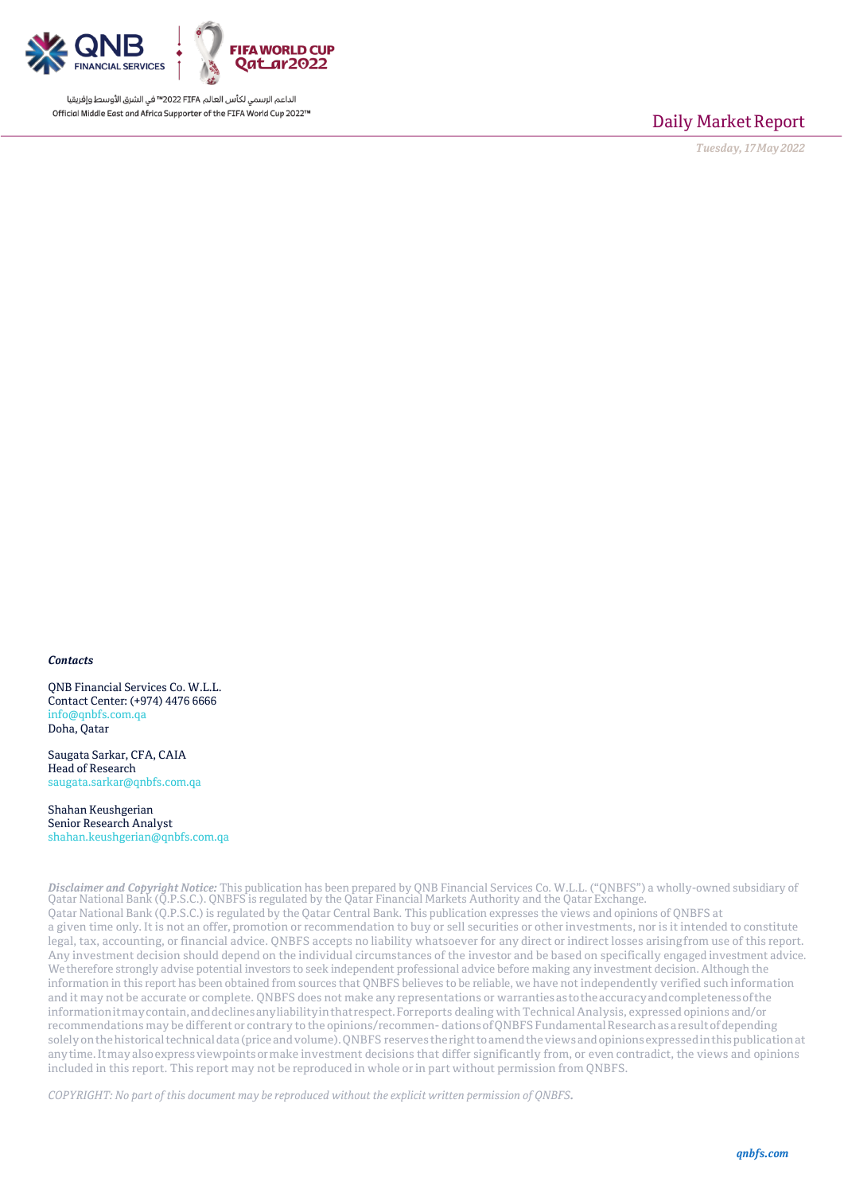***Contacts***

QNB Financial Services Co. W.L.L.
Contact Center: (+974) 4476 6666
info@qnbfs.com.qa
Doha, Qatar

Saugata Sarkar, CFA, CAIA
Head of Research
saugata.sarkar@qnbfs.com.qa

Shahan Keushgerian
Senior Research Analyst
shahan.keushgerian@qnbfs.com.qa

***Disclaimer and Copyright Notice:*** This publication has been prepared by QNB Financial Services Co. W.L.L. ("QNBFS") a wholly-owned subsidiary of Qatar National Bank (Q.P.S.C.). QNBFS is regulated by the Qatar Financial Markets Authority and the Qatar Exchange. Qatar National Bank (Q.P.S.C.) is regulated by the Qatar Central Bank. This publication expresses the views and opinions of QNBFS at a given time only. It is not an offer, promotion or recommendation to buy or sell securities or other investments, nor is it intended to constitute legal, tax, accounting, or financial advice. QNBFS accepts no liability whatsoever for any direct or indirect losses arising from use of this report. Any investment decision should depend on the individual circumstances of the investor and be based on specifically engaged investment advice. We therefore strongly advise potential investors to seek independent professional advice before making any investment decision. Although the information in this report has been obtained from sources that QNBFS believes to be reliable, we have not independently verified such information and it may not be accurate or complete. QNBFS does not make any representations or warranties as to the accuracy and completeness of the information it may contain, and declines any liability in that respect. For reports dealing with Technical Analysis, expressed opinions and/or recommendations may be different or contrary to the opinions/recommen- dations of QNBFS Fundamental Research as a result of depending solely on the historical technical data (price and volume). QNBFS reserves the right to amend the views and opinions expressed in this publication at any time. It may also express viewpoints or make investment decisions that differ significantly from, or even contradict, the views and opinions included in this report. This report may not be reproduced in whole or in part without permission from QNBFS.

*COPYRIGHT: No part of this document may be reproduced without the explicit written permission of QNBFS.*